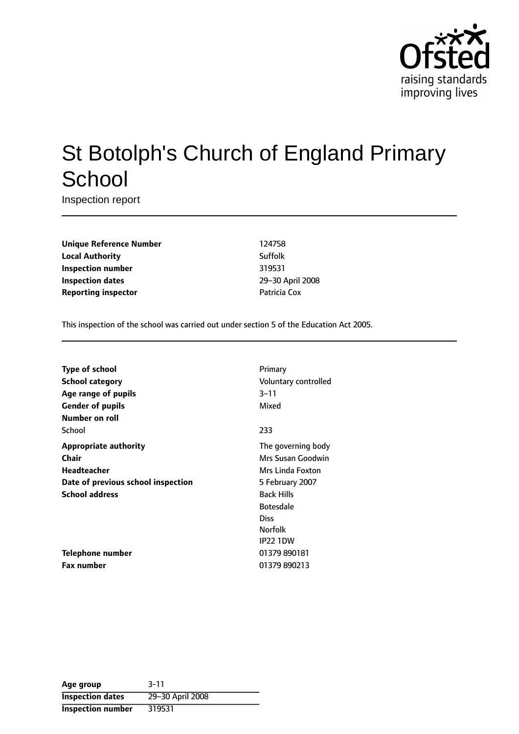# St Botolph's Church of England Primary School

Inspection report

| | |
|---|---|
| **Unique Reference Number** | 124758 |
| **Local Authority** | Suffolk |
| **Inspection number** | 319531 |
| **Inspection dates** | 29–30 April 2008 |
| **Reporting inspector** | Patricia Cox |

This inspection of the school was carried out under section 5 of the Education Act 2005.

| | |
|---|---|
| **Type of school** | Primary |
| **School category** | Voluntary controlled |
| **Age range of pupils** | 3–11 |
| **Gender of pupils** | Mixed |
| **Number on roll** | |
| School | 233 |
| **Appropriate authority** | The governing body |
| **Chair** | Mrs Susan Goodwin |
| **Headteacher** | Mrs Linda Foxton |
| **Date of previous school inspection** | 5 February 2007 |
| **School address** | Back Hills<br>Botesdale<br>Diss<br>Norfolk<br>IP22 1DW |
| **Telephone number** | 01379 890181 |
| **Fax number** | 01379 890213 |

| | |
|---|---|
| **Age group** | 3-11 |
| **Inspection dates** | 29–30 April 2008 |
| **Inspection number** | 319531 |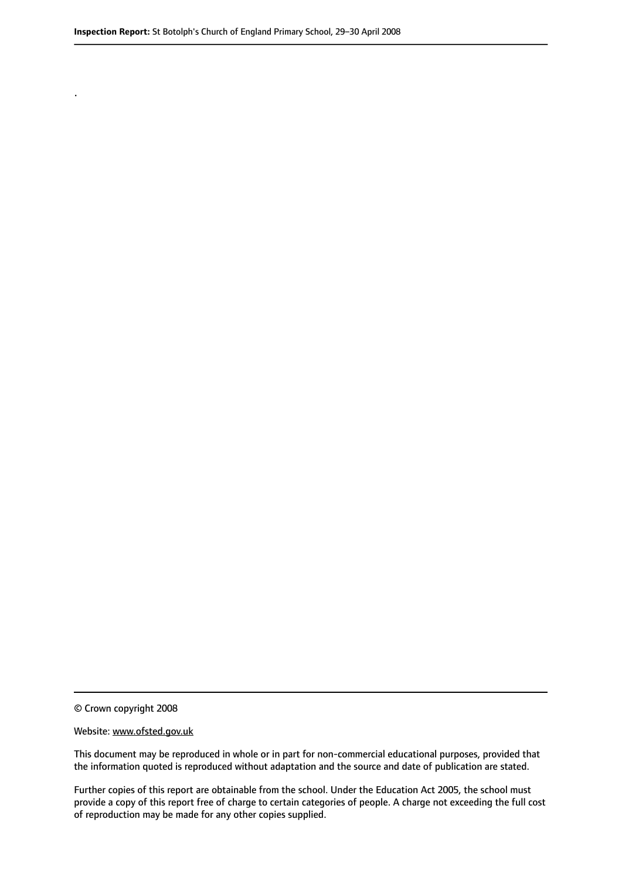.

© Crown copyright 2008

Website: www.ofsted.gov.uk

This document may be reproduced in whole or in part for non-commercial educational purposes, provided that the information quoted is reproduced without adaptation and the source and date of publication are stated.

Further copies of this report are obtainable from the school. Under the Education Act 2005, the school must provide a copy of this report free of charge to certain categories of people. A charge not exceeding the full cost of reproduction may be made for any other copies supplied.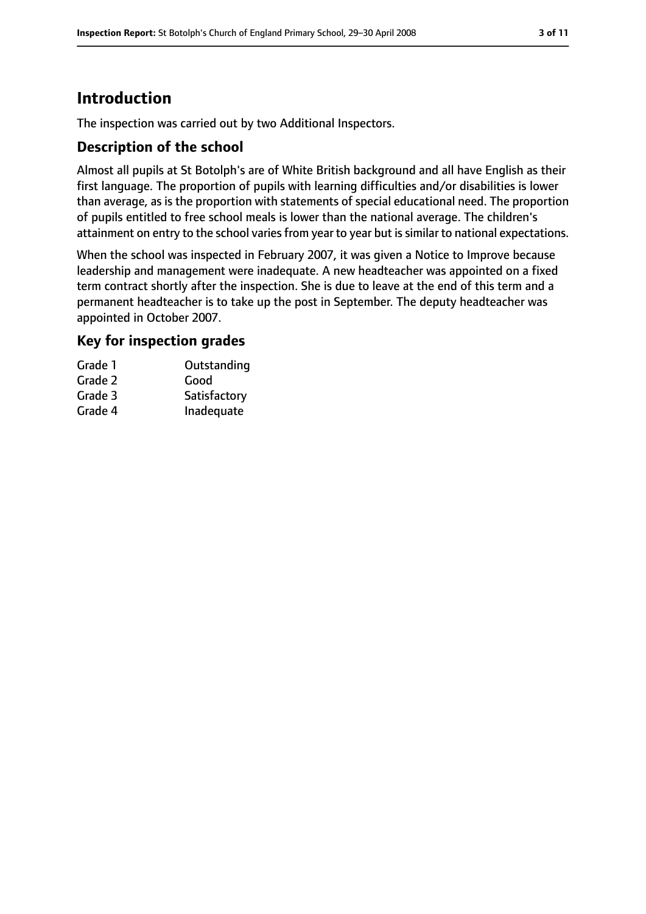## Introduction

The inspection was carried out by two Additional Inspectors.

### Description of the school

Almost all pupils at St Botolph's are of White British background and all have English as their first language. The proportion of pupils with learning difficulties and/or disabilities is lower than average, as is the proportion with statements of special educational need. The proportion of pupils entitled to free school meals is lower than the national average. The children's attainment on entry to the school varies from year to year but is similar to national expectations.

When the school was inspected in February 2007, it was given a Notice to Improve because leadership and management were inadequate. A new headteacher was appointed on a fixed term contract shortly after the inspection. She is due to leave at the end of this term and a permanent headteacher is to take up the post in September. The deputy headteacher was appointed in October 2007.

### Key for inspection grades

| | |
|---|---|
| Grade 1 | Outstanding |
| Grade 2 | Good |
| Grade 3 | Satisfactory |
| Grade 4 | Inadequate |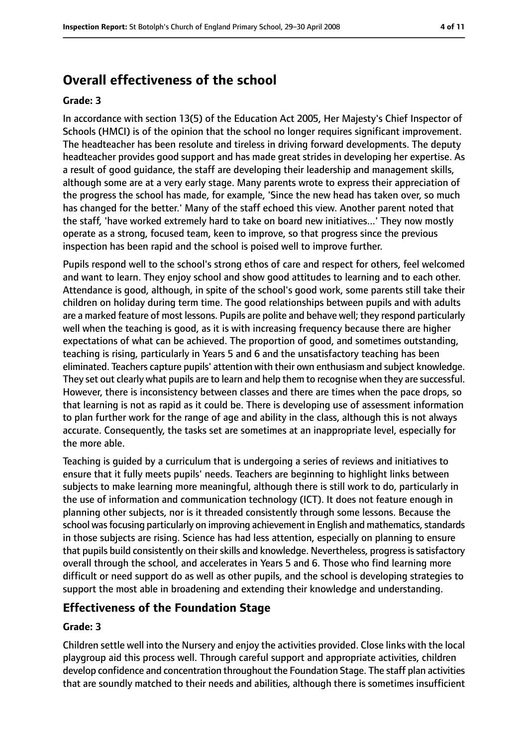## Overall effectiveness of the school

### Grade: 3

In accordance with section 13(5) of the Education Act 2005, Her Majesty's Chief Inspector of Schools (HMCI) is of the opinion that the school no longer requires significant improvement. The headteacher has been resolute and tireless in driving forward developments. The deputy headteacher provides good support and has made great strides in developing her expertise. As a result of good guidance, the staff are developing their leadership and management skills, although some are at a very early stage. Many parents wrote to express their appreciation of the progress the school has made, for example, 'Since the new head has taken over, so much has changed for the better.' Many of the staff echoed this view. Another parent noted that the staff, 'have worked extremely hard to take on board new initiatives...' They now mostly operate as a strong, focused team, keen to improve, so that progress since the previous inspection has been rapid and the school is poised well to improve further.

Pupils respond well to the school's strong ethos of care and respect for others, feel welcomed and want to learn. They enjoy school and show good attitudes to learning and to each other. Attendance is good, although, in spite of the school's good work, some parents still take their children on holiday during term time. The good relationships between pupils and with adults are a marked feature of most lessons. Pupils are polite and behave well; they respond particularly well when the teaching is good, as it is with increasing frequency because there are higher expectations of what can be achieved. The proportion of good, and sometimes outstanding, teaching is rising, particularly in Years 5 and 6 and the unsatisfactory teaching has been eliminated. Teachers capture pupils' attention with their own enthusiasm and subject knowledge. They set out clearly what pupils are to learn and help them to recognise when they are successful. However, there is inconsistency between classes and there are times when the pace drops, so that learning is not as rapid as it could be. There is developing use of assessment information to plan further work for the range of age and ability in the class, although this is not always accurate. Consequently, the tasks set are sometimes at an inappropriate level, especially for the more able.

Teaching is guided by a curriculum that is undergoing a series of reviews and initiatives to ensure that it fully meets pupils' needs. Teachers are beginning to highlight links between subjects to make learning more meaningful, although there is still work to do, particularly in the use of information and communication technology (ICT). It does not feature enough in planning other subjects, nor is it threaded consistently through some lessons. Because the school was focusing particularly on improving achievement in English and mathematics, standards in those subjects are rising. Science has had less attention, especially on planning to ensure that pupils build consistently on their skills and knowledge. Nevertheless, progress is satisfactory overall through the school, and accelerates in Years 5 and 6. Those who find learning more difficult or need support do as well as other pupils, and the school is developing strategies to support the most able in broadening and extending their knowledge and understanding.

## Effectiveness of the Foundation Stage

### Grade: 3

Children settle well into the Nursery and enjoy the activities provided. Close links with the local playgroup aid this process well. Through careful support and appropriate activities, children develop confidence and concentration throughout the Foundation Stage. The staff plan activities that are soundly matched to their needs and abilities, although there is sometimes insufficient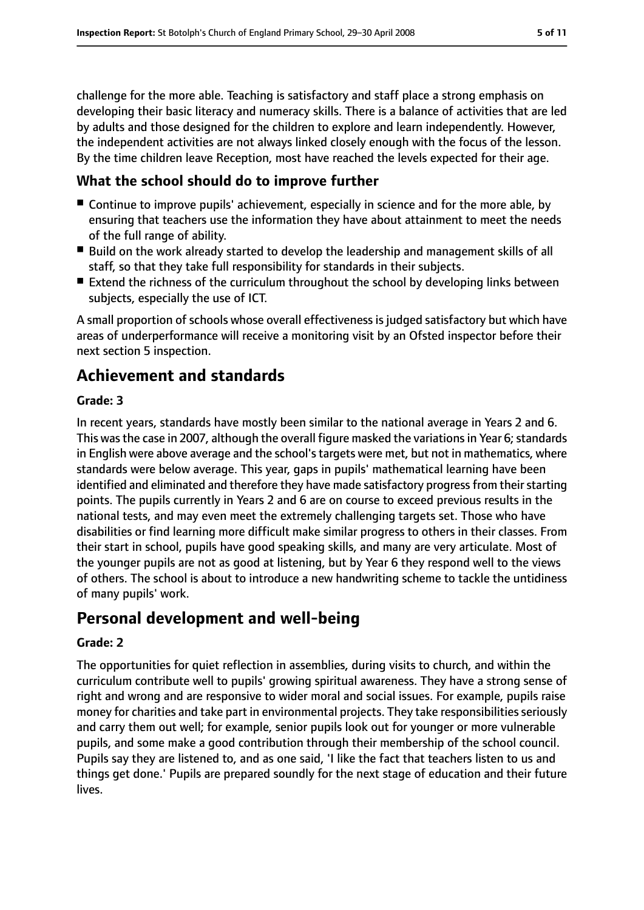challenge for the more able. Teaching is satisfactory and staff place a strong emphasis on developing their basic literacy and numeracy skills. There is a balance of activities that are led by adults and those designed for the children to explore and learn independently. However, the independent activities are not always linked closely enough with the focus of the lesson. By the time children leave Reception, most have reached the levels expected for their age.

### What the school should do to improve further

- Continue to improve pupils' achievement, especially in science and for the more able, by ensuring that teachers use the information they have about attainment to meet the needs of the full range of ability.
- Build on the work already started to develop the leadership and management skills of all staff, so that they take full responsibility for standards in their subjects.
- Extend the richness of the curriculum throughout the school by developing links between subjects, especially the use of ICT.

A small proportion of schools whose overall effectiveness is judged satisfactory but which have areas of underperformance will receive a monitoring visit by an Ofsted inspector before their next section 5 inspection.

## Achievement and standards

#### Grade: 3

In recent years, standards have mostly been similar to the national average in Years 2 and 6. This was the case in 2007, although the overall figure masked the variations in Year 6; standards in English were above average and the school's targets were met, but not in mathematics, where standards were below average. This year, gaps in pupils' mathematical learning have been identified and eliminated and therefore they have made satisfactory progress from their starting points. The pupils currently in Years 2 and 6 are on course to exceed previous results in the national tests, and may even meet the extremely challenging targets set. Those who have disabilities or find learning more difficult make similar progress to others in their classes. From their start in school, pupils have good speaking skills, and many are very articulate. Most of the younger pupils are not as good at listening, but by Year 6 they respond well to the views of others. The school is about to introduce a new handwriting scheme to tackle the untidiness of many pupils' work.

## Personal development and well-being

#### Grade: 2

The opportunities for quiet reflection in assemblies, during visits to church, and within the curriculum contribute well to pupils' growing spiritual awareness. They have a strong sense of right and wrong and are responsive to wider moral and social issues. For example, pupils raise money for charities and take part in environmental projects. They take responsibilities seriously and carry them out well; for example, senior pupils look out for younger or more vulnerable pupils, and some make a good contribution through their membership of the school council. Pupils say they are listened to, and as one said, 'I like the fact that teachers listen to us and things get done.' Pupils are prepared soundly for the next stage of education and their future lives.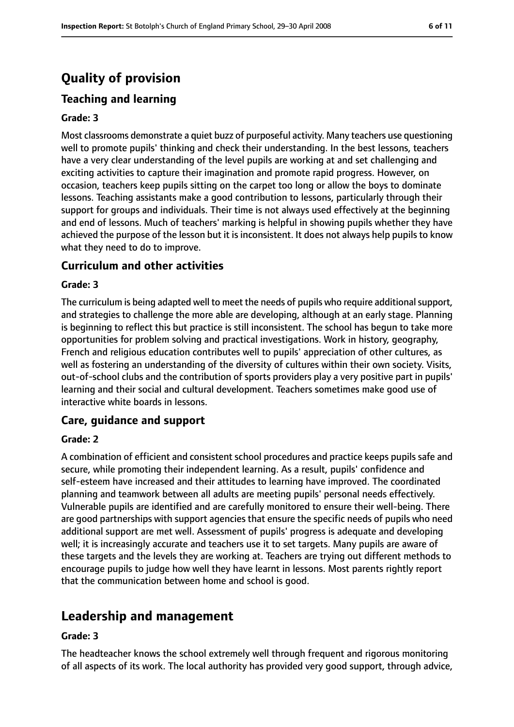# Quality of provision

## Teaching and learning

**Grade: 3**

Most classrooms demonstrate a quiet buzz of purposeful activity. Many teachers use questioning well to promote pupils' thinking and check their understanding. In the best lessons, teachers have a very clear understanding of the level pupils are working at and set challenging and exciting activities to capture their imagination and promote rapid progress. However, on occasion, teachers keep pupils sitting on the carpet too long or allow the boys to dominate lessons. Teaching assistants make a good contribution to lessons, particularly through their support for groups and individuals. Their time is not always used effectively at the beginning and end of lessons. Much of teachers' marking is helpful in showing pupils whether they have achieved the purpose of the lesson but it is inconsistent. It does not always help pupils to know what they need to do to improve.

## Curriculum and other activities

**Grade: 3**

The curriculum is being adapted well to meet the needs of pupils who require additional support, and strategies to challenge the more able are developing, although at an early stage. Planning is beginning to reflect this but practice is still inconsistent. The school has begun to take more opportunities for problem solving and practical investigations. Work in history, geography, French and religious education contributes well to pupils' appreciation of other cultures, as well as fostering an understanding of the diversity of cultures within their own society. Visits, out-of-school clubs and the contribution of sports providers play a very positive part in pupils' learning and their social and cultural development. Teachers sometimes make good use of interactive white boards in lessons.

## Care, guidance and support

**Grade: 2**

A combination of efficient and consistent school procedures and practice keeps pupils safe and secure, while promoting their independent learning. As a result, pupils' confidence and self-esteem have increased and their attitudes to learning have improved. The coordinated planning and teamwork between all adults are meeting pupils' personal needs effectively. Vulnerable pupils are identified and are carefully monitored to ensure their well-being. There are good partnerships with support agencies that ensure the specific needs of pupils who need additional support are met well. Assessment of pupils' progress is adequate and developing well; it is increasingly accurate and teachers use it to set targets. Many pupils are aware of these targets and the levels they are working at. Teachers are trying out different methods to encourage pupils to judge how well they have learnt in lessons. Most parents rightly report that the communication between home and school is good.

# Leadership and management

**Grade: 3**

The headteacher knows the school extremely well through frequent and rigorous monitoring of all aspects of its work. The local authority has provided very good support, through advice,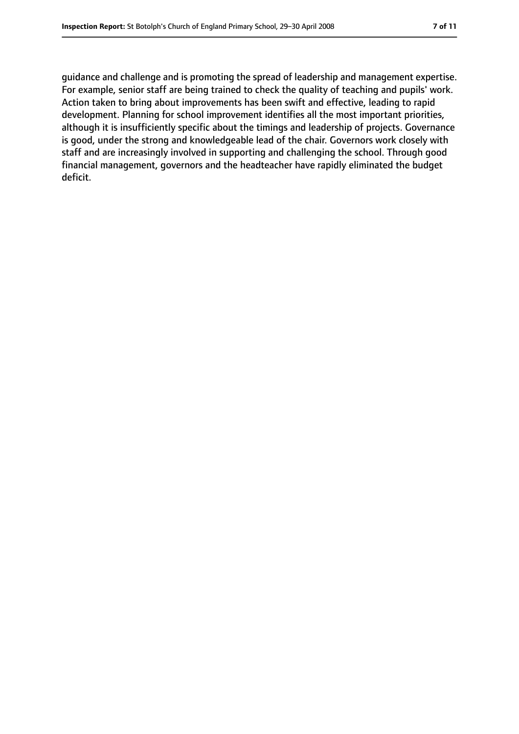guidance and challenge and is promoting the spread of leadership and management expertise. For example, senior staff are being trained to check the quality of teaching and pupils' work. Action taken to bring about improvements has been swift and effective, leading to rapid development. Planning for school improvement identifies all the most important priorities, although it is insufficiently specific about the timings and leadership of projects. Governance is good, under the strong and knowledgeable lead of the chair. Governors work closely with staff and are increasingly involved in supporting and challenging the school. Through good financial management, governors and the headteacher have rapidly eliminated the budget deficit.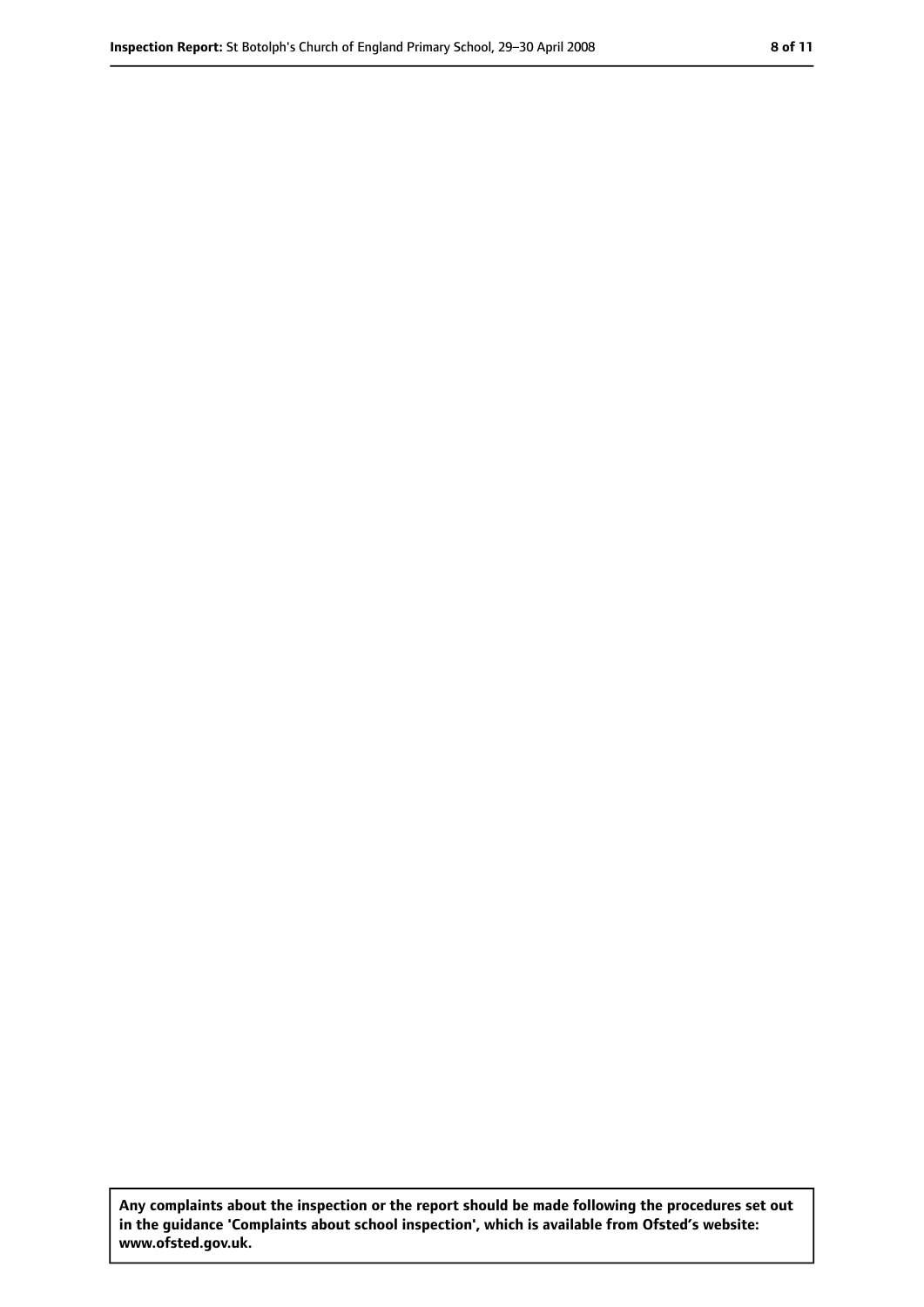**Any complaints about the inspection or the report should be made following the procedures set out in the guidance 'Complaints about school inspection', which is available from Ofsted's website: www.ofsted.gov.uk.**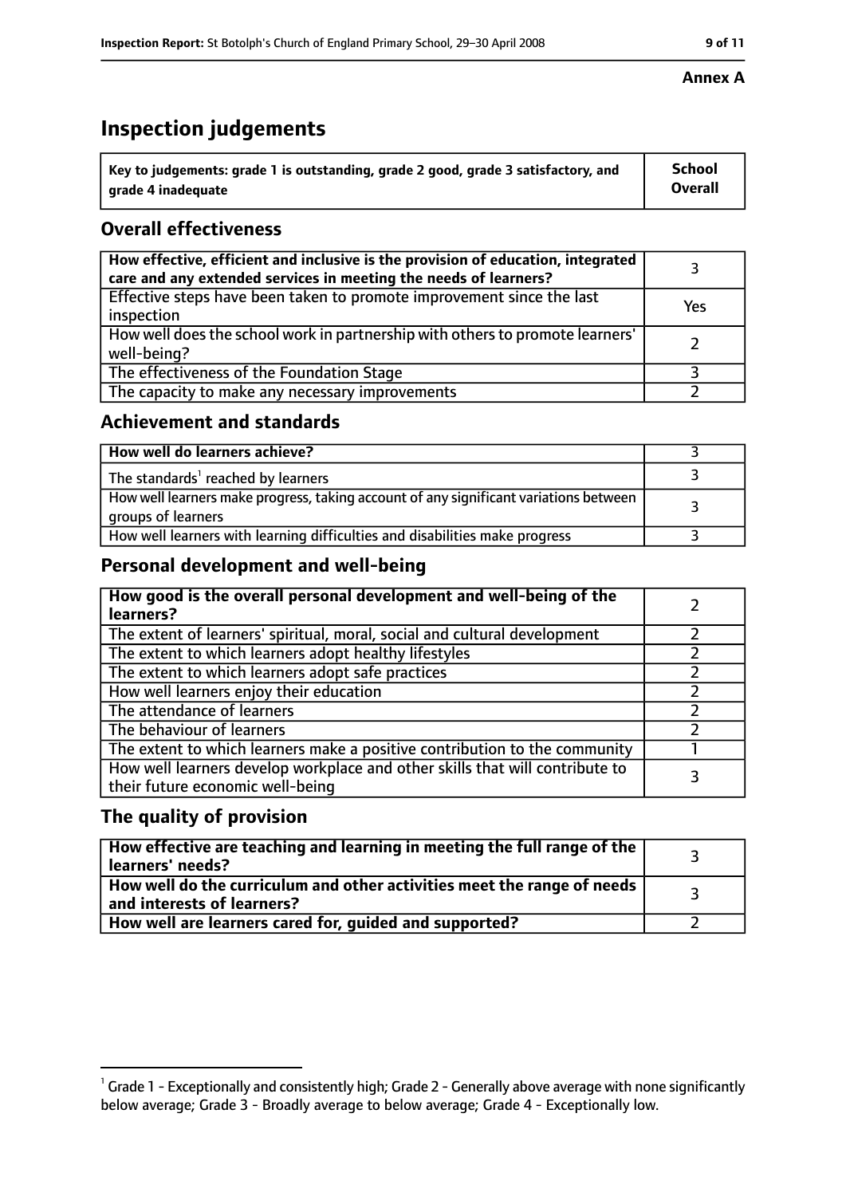**Annex A**

# Inspection judgements

| Key to judgements: grade 1 is outstanding, grade 2 good, grade 3 satisfactory, and grade 4 inadequate | School Overall |
|---|---|

## Overall effectiveness

| | |
|---|---|
| **How effective, efficient and inclusive is the provision of education, integrated care and any extended services in meeting the needs of learners?** | 3 |
| Effective steps have been taken to promote improvement since the last inspection | Yes |
| How well does the school work in partnership with others to promote learners' well-being? | 2 |
| The effectiveness of the Foundation Stage | 3 |
| The capacity to make any necessary improvements | 2 |

## Achievement and standards

| | |
|---|---|
| **How well do learners achieve?** | 3 |
| The standards[1] reached by learners | 3 |
| How well learners make progress, taking account of any significant variations between groups of learners | 3 |
| How well learners with learning difficulties and disabilities make progress | 3 |

## Personal development and well-being

| | |
|---|---|
| **How good is the overall personal development and well-being of the learners?** | 2 |
| The extent of learners' spiritual, moral, social and cultural development | 2 |
| The extent to which learners adopt healthy lifestyles | 2 |
| The extent to which learners adopt safe practices | 2 |
| How well learners enjoy their education | 2 |
| The attendance of learners | 2 |
| The behaviour of learners | 2 |
| The extent to which learners make a positive contribution to the community | 1 |
| How well learners develop workplace and other skills that will contribute to their future economic well-being | 3 |

## The quality of provision

| | |
|---|---|
| **How effective are teaching and learning in meeting the full range of the learners' needs?** | 3 |
| **How well do the curriculum and other activities meet the range of needs and interests of learners?** | 3 |
| **How well are learners cared for, guided and supported?** | 2 |

[1] Grade 1 - Exceptionally and consistently high; Grade 2 - Generally above average with none significantly below average; Grade 3 - Broadly average to below average; Grade 4 - Exceptionally low.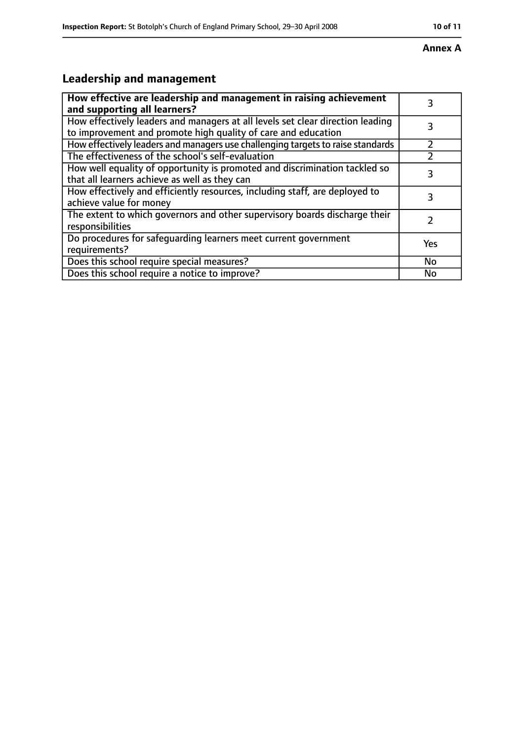**Annex A**

## Leadership and management

| **How effective are leadership and management in raising achievement and supporting all learners?** | 3 |
|---|---|
| How effectively leaders and managers at all levels set clear direction leading to improvement and promote high quality of care and education | 3 |
| How effectively leaders and managers use challenging targets to raise standards | 2 |
| The effectiveness of the school's self-evaluation | 2 |
| How well equality of opportunity is promoted and discrimination tackled so that all learners achieve as well as they can | 3 |
| How effectively and efficiently resources, including staff, are deployed to achieve value for money | 3 |
| The extent to which governors and other supervisory boards discharge their responsibilities | 2 |
| Do procedures for safeguarding learners meet current government requirements? | Yes |
| Does this school require special measures? | No |
| Does this school require a notice to improve? | No |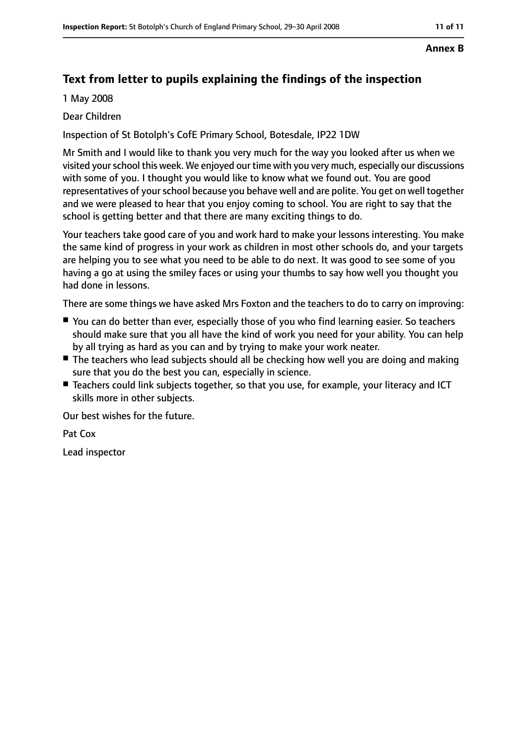**Annex B**

## Text from letter to pupils explaining the findings of the inspection

1 May 2008

Dear Children

Inspection of St Botolph's CofE Primary School, Botesdale, IP22 1DW

Mr Smith and I would like to thank you very much for the way you looked after us when we visited your school this week. We enjoyed our time with you very much, especially our discussions with some of you. I thought you would like to know what we found out. You are good representatives of your school because you behave well and are polite. You get on well together and we were pleased to hear that you enjoy coming to school. You are right to say that the school is getting better and that there are many exciting things to do.

Your teachers take good care of you and work hard to make your lessons interesting. You make the same kind of progress in your work as children in most other schools do, and your targets are helping you to see what you need to be able to do next. It was good to see some of you having a go at using the smiley faces or using your thumbs to say how well you thought you had done in lessons.

There are some things we have asked Mrs Foxton and the teachers to do to carry on improving:

- You can do better than ever, especially those of you who find learning easier. So teachers should make sure that you all have the kind of work you need for your ability. You can help by all trying as hard as you can and by trying to make your work neater.
- The teachers who lead subjects should all be checking how well you are doing and making sure that you do the best you can, especially in science.
- Teachers could link subjects together, so that you use, for example, your literacy and ICT skills more in other subjects.

Our best wishes for the future.

Pat Cox

Lead inspector